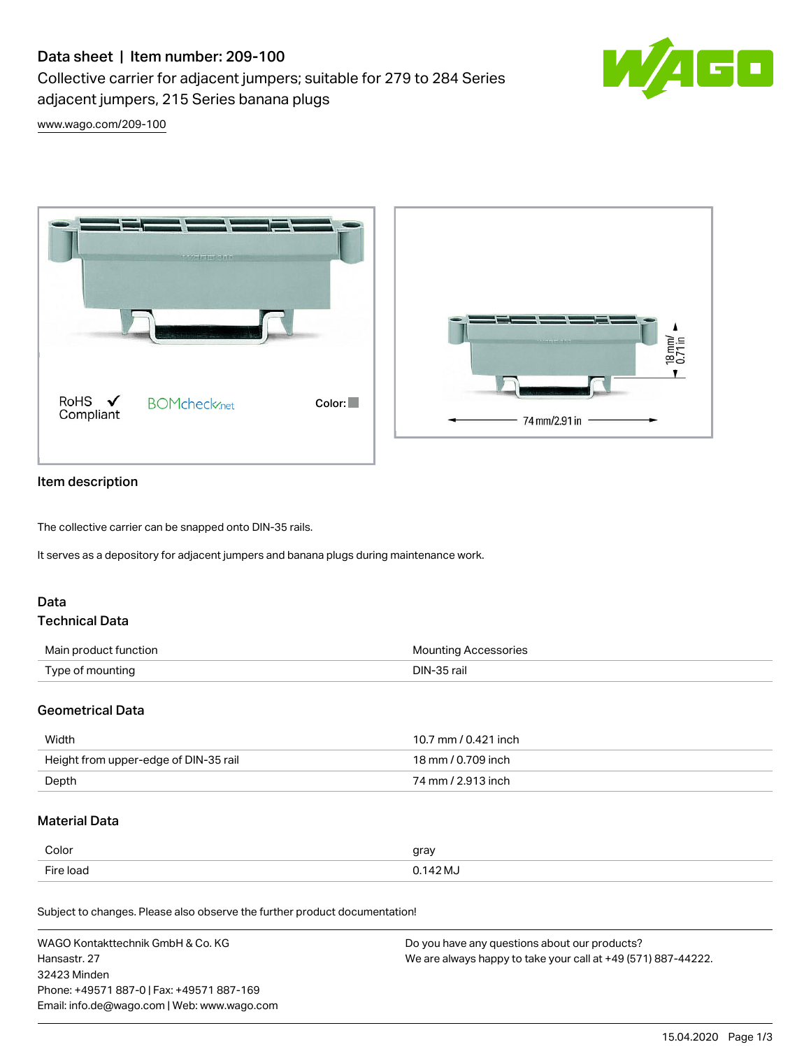# Data sheet | Item number: 209-100

Collective carrier for adjacent jumpers; suitable for 279 to 284 Series adjacent jumpers, 215 Series banana plugs

www.wago.com/209-100

RoHS ✓ Compliant    BOMcheck.net    Color:

18 mm/ 0.71 in

74 mm/2.91 in

## Item description

The collective carrier can be snapped onto DIN-35 rails.

It serves as a depository for adjacent jumpers and banana plugs during maintenance work.

## Data

### Technical Data

| | |
|---|---|
| Main product function | Mounting Accessories |
| Type of mounting | DIN-35 rail |

### Geometrical Data

| | |
|---|---|
| Width | 10.7 mm / 0.421 inch |
| Height from upper-edge of DIN-35 rail | 18 mm / 0.709 inch |
| Depth | 74 mm / 2.913 inch |

### Material Data

| | |
|---|---|
| Color | gray |
| Fire load | 0.142 MJ |

Subject to changes. Please also observe the further product documentation!

WAGO Kontakttechnik GmbH & Co. KG
Hansastr. 27
32423 Minden
Phone: +49571 887-0 | Fax: +49571 887-169
Email: info.de@wago.com | Web: www.wago.com

Do you have any questions about our products?
We are always happy to take your call at +49 (571) 887-44222.

15.04.2020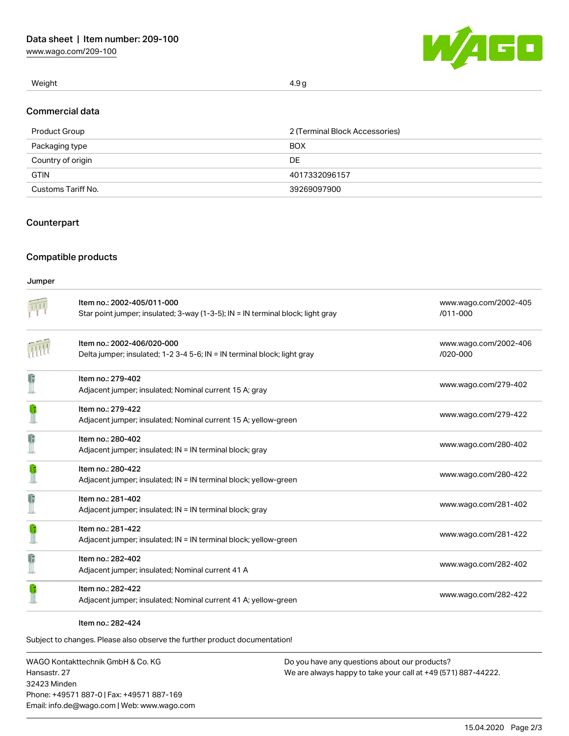| Weight | 4.9 g |
|---|---|

## Commercial data

| Product Group | 2 (Terminal Block Accessories) |
|---|---|
| Packaging type | BOX |
| Country of origin | DE |
| GTIN | 4017332096157 |
| Customs Tariff No. | 39269097900 |

## Counterpart

## Compatible products

### Jumper

| Item | Link |
|---|---|
| Item no.: 2002-405/011-000<br>Star point jumper; insulated; 3-way (1-3-5); IN = IN terminal block; light gray | www.wago.com/2002-405/011-000 |
| Item no.: 2002-406/020-000<br>Delta jumper; insulated; 1-2 3-4 5-6; IN = IN terminal block; light gray | www.wago.com/2002-406/020-000 |
| Item no.: 279-402<br>Adjacent jumper; insulated; Nominal current 15 A; gray | www.wago.com/279-402 |
| Item no.: 279-422<br>Adjacent jumper; insulated; Nominal current 15 A; yellow-green | www.wago.com/279-422 |
| Item no.: 280-402<br>Adjacent jumper; insulated; IN = IN terminal block; gray | www.wago.com/280-402 |
| Item no.: 280-422<br>Adjacent jumper; insulated; IN = IN terminal block; yellow-green | www.wago.com/280-422 |
| Item no.: 281-402<br>Adjacent jumper; insulated; IN = IN terminal block; gray | www.wago.com/281-402 |
| Item no.: 281-422<br>Adjacent jumper; insulated; IN = IN terminal block; yellow-green | www.wago.com/281-422 |
| Item no.: 282-402<br>Adjacent jumper; insulated; Nominal current 41 A | www.wago.com/282-402 |
| Item no.: 282-422<br>Adjacent jumper; insulated; Nominal current 41 A; yellow-green | www.wago.com/282-422 |
| Item no.: 282-424 | |

Subject to changes. Please also observe the further product documentation!

WAGO Kontakttechnik GmbH & Co. KG
Hansastr. 27
32423 Minden
Phone: +49571 887-0 | Fax: +49571 887-169
Email: info.de@wago.com | Web: www.wago.com

Do you have any questions about our products?
We are always happy to take your call at +49 (571) 887-44222.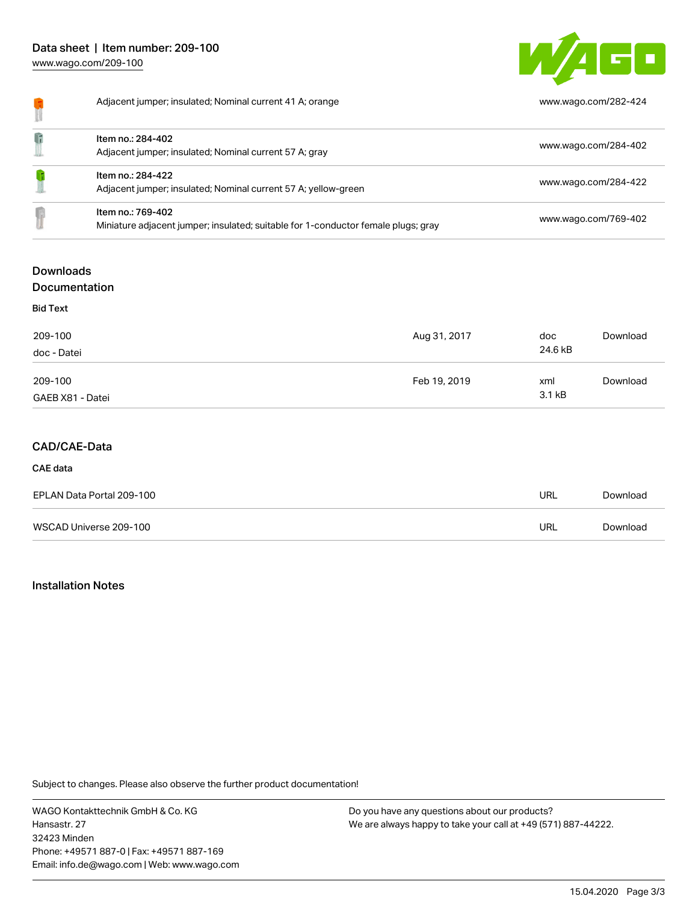| | | |
|---|---|---|
| | Adjacent jumper; insulated; Nominal current 41 A; orange | www.wago.com/282-424 |
| | Item no.: 284-402<br>Adjacent jumper; insulated; Nominal current 57 A; gray | www.wago.com/284-402 |
| | Item no.: 284-422<br>Adjacent jumper; insulated; Nominal current 57 A; yellow-green | www.wago.com/284-422 |
| | Item no.: 769-402<br>Miniature adjacent jumper; insulated; suitable for 1-conductor female plugs; gray | www.wago.com/769-402 |

## Downloads

### Documentation

**Bid Text**

| | | | |
|---|---|---|---|
| 209-100<br>doc - Datei | Aug 31, 2017 | doc<br>24.6 kB | Download |
| 209-100<br>GAEB X81 - Datei | Feb 19, 2019 | xml<br>3.1 kB | Download |

### CAD/CAE-Data

**CAE data**

| | | |
|---|---|---|
| EPLAN Data Portal 209-100 | URL | Download |
| WSCAD Universe 209-100 | URL | Download |

### Installation Notes

Subject to changes. Please also observe the further product documentation!

WAGO Kontakttechnik GmbH & Co. KG
Hansastr. 27
32423 Minden
Phone: +49571 887-0 | Fax: +49571 887-169
Email: info.de@wago.com | Web: www.wago.com

Do you have any questions about our products?
We are always happy to take your call at +49 (571) 887-44222.